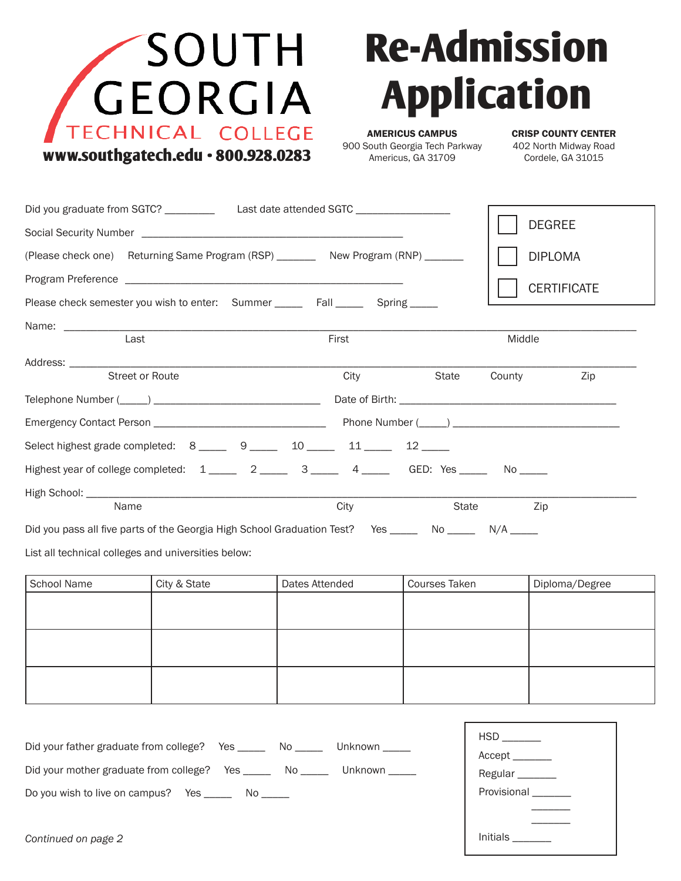SOUTH GEORGIA TECHNICAL COLLEGE

www.southgatech.edu • 800.928.0283

# Re-Admission Application

**AMERICUS CAMPUS**
900 South Georgia Tech Parkway
Americus, GA 31709

**CRISP COUNTY CENTER**
402 North Midway Road
Cordele, GA 31015

☐ DEGREE

☐ DIPLOMA

☐ CERTIFICATE

Did you graduate from SGTC? _________ Last date attended SGTC _________________

Social Security Number _______________________________________________

(Please check one) Returning Same Program (RSP) _______ New Program (RNP) _______

Program Preference ___________________________________________________

Please check semester you wish to enter: Summer _____ Fall _____ Spring _____

Name: ______________________________________________________________________________
Last First Middle

Address: ____________________________________________________________________________
Street or Route City State County Zip

Telephone Number (_____) ______________________________ Date of Birth: ________________________________________

Emergency Contact Person _______________________________ Phone Number (_____) ______________________________

Select highest grade completed: 8 _____ 9 _____ 10 _____ 11 _____ 12 _____

Highest year of college completed: 1 _____ 2 _____ 3 _____ 4 _____ GED: Yes _____ No _____

High School: ________________________________________________________________________
Name City State Zip

Did you pass all five parts of the Georgia High School Graduation Test? Yes _____ No _____ N/A _____

List all technical colleges and universities below:

| School Name | City & State | Dates Attended | Courses Taken | Diploma/Degree |
|---|---|---|---|---|
| | | | | |
| | | | | |
| | | | | |

Did your father graduate from college? Yes _____ No _____ Unknown _____

Did your mother graduate from college? Yes _____ No _____ Unknown _____

Do you wish to live on campus? Yes _____ No _____

HSD _______
Accept _______
Regular _______
Provisional _______
_______
_______
Initials _______

*Continued on page 2*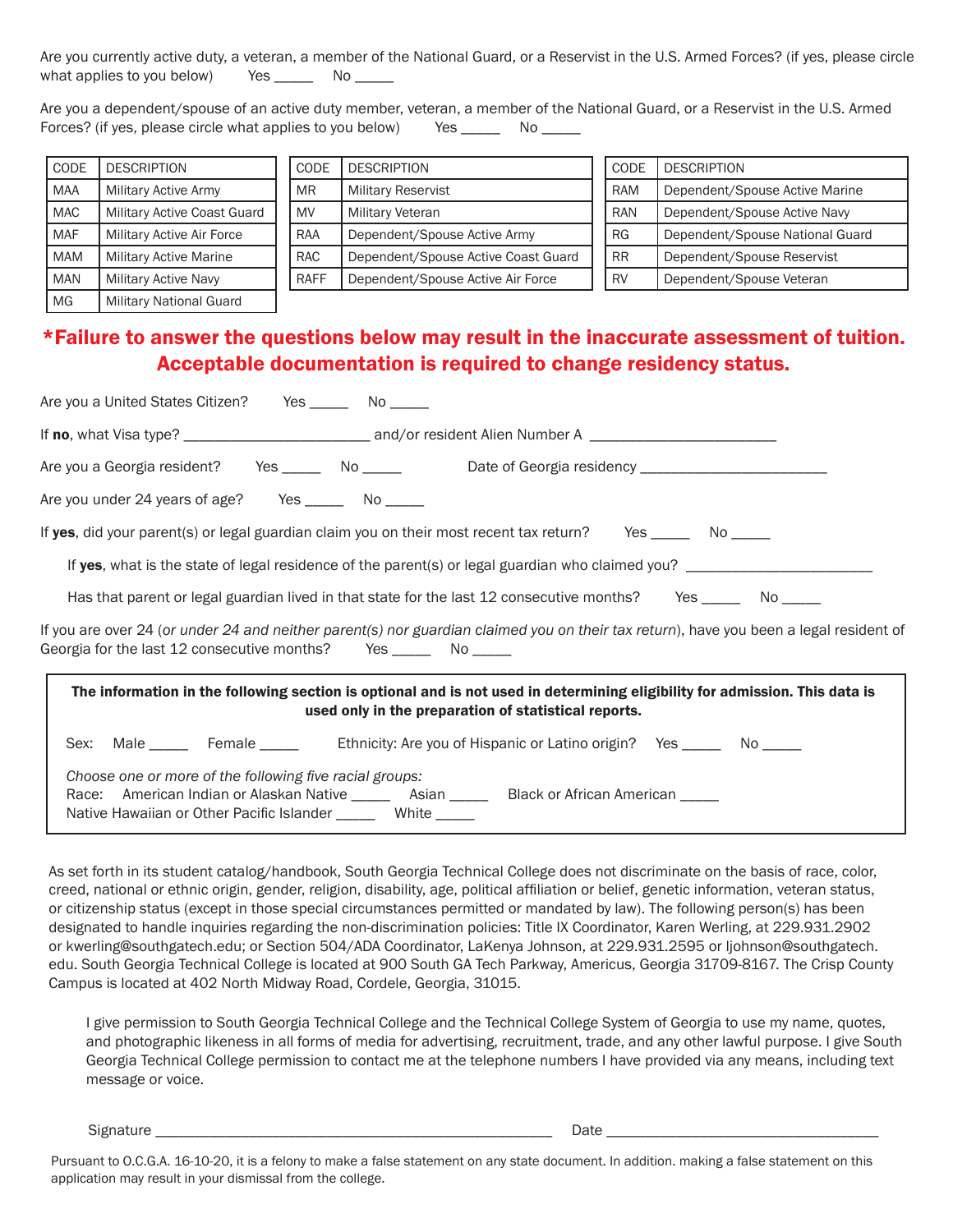Are you currently active duty, a veteran, a member of the National Guard, or a Reservist in the U.S. Armed Forces? (if yes, please circle what applies to you below)    Yes _____    No _____

Are you a dependent/spouse of an active duty member, veteran, a member of the National Guard, or a Reservist in the U.S. Armed Forces? (if yes, please circle what applies to you below)    Yes _____    No _____

| CODE | DESCRIPTION |
|---|---|
| MAA | Military Active Army |
| MAC | Military Active Coast Guard |
| MAF | Military Active Air Force |
| MAM | Military Active Marine |
| MAN | Military Active Navy |
| MG | Military National Guard |

| CODE | DESCRIPTION |
|---|---|
| MR | Military Reservist |
| MV | Military Veteran |
| RAA | Dependent/Spouse Active Army |
| RAC | Dependent/Spouse Active Coast Guard |
| RAFF | Dependent/Spouse Active Air Force |

| CODE | DESCRIPTION |
|---|---|
| RAM | Dependent/Spouse Active Marine |
| RAN | Dependent/Spouse Active Navy |
| RG | Dependent/Spouse National Guard |
| RR | Dependent/Spouse Reservist |
| RV | Dependent/Spouse Veteran |

**\*Failure to answer the questions below may result in the inaccurate assessment of tuition. Acceptable documentation is required to change residency status.**

Are you a United States Citizen?    Yes _____    No _____

If **no**, what Visa type? ________________________ and/or resident Alien Number A ________________________

Are you a Georgia resident?    Yes _____    No _____    Date of Georgia residency ________________________

Are you under 24 years of age?    Yes _____    No _____

If **yes**, did your parent(s) or legal guardian claim you on their most recent tax return?    Yes _____    No _____

If **yes**, what is the state of legal residence of the parent(s) or legal guardian who claimed you? ________________________

Has that parent or legal guardian lived in that state for the last 12 consecutive months?    Yes _____    No _____

If you are over 24 (*or under 24 and neither parent(s) nor guardian claimed you on their tax return*), have you been a legal resident of Georgia for the last 12 consecutive months?    Yes _____    No _____

**The information in the following section is optional and is not used in determining eligibility for admission. This data is used only in the preparation of statistical reports.**

Sex:  Male _____  Female _____    Ethnicity: Are you of Hispanic or Latino origin?  Yes _____  No _____

*Choose one or more of the following five racial groups:*
Race:  American Indian or Alaskan Native _____  Asian _____  Black or African American _____
Native Hawaiian or Other Pacific Islander _____  White _____

As set forth in its student catalog/handbook, South Georgia Technical College does not discriminate on the basis of race, color, creed, national or ethnic origin, gender, religion, disability, age, political affiliation or belief, genetic information, veteran status, or citizenship status (except in those special circumstances permitted or mandated by law). The following person(s) has been designated to handle inquiries regarding the non-discrimination policies: Title IX Coordinator, Karen Werling, at 229.931.2902 or kwerling@southgatech.edu; or Section 504/ADA Coordinator, LaKenya Johnson, at 229.931.2595 or ljohnson@southgatech.edu. South Georgia Technical College is located at 900 South GA Tech Parkway, Americus, Georgia 31709-8167. The Crisp County Campus is located at 402 North Midway Road, Cordele, Georgia, 31015.

I give permission to South Georgia Technical College and the Technical College System of Georgia to use my name, quotes, and photographic likeness in all forms of media for advertising, recruitment, trade, and any other lawful purpose. I give South Georgia Technical College permission to contact me at the telephone numbers I have provided via any means, including text message or voice.

Signature ____________________________________________    Date ________________________________

Pursuant to O.C.G.A. 16-10-20, it is a felony to make a false statement on any state document. In addition. making a false statement on this application may result in your dismissal from the college.